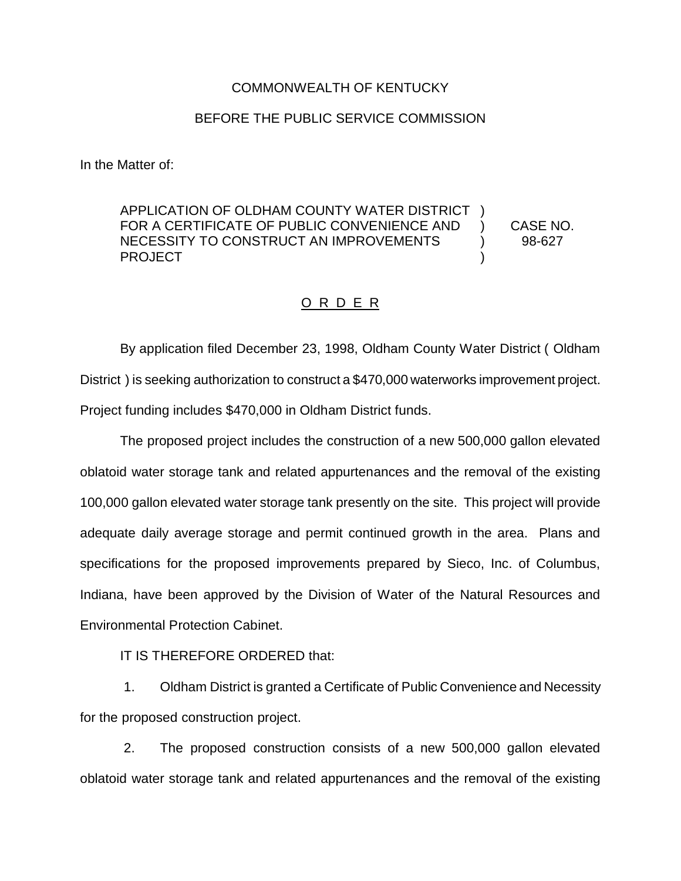COMMONWEALTH OF KENTUCKY

BEFORE THE PUBLIC SERVICE COMMISSION

In the Matter of:

APPLICATION OF OLDHAM COUNTY WATER DISTRICT FOR A CERTIFICATE OF PUBLIC CONVENIENCE AND NECESSITY TO CONSTRUCT AN IMPROVEMENTS PROJECT ) CASE NO. 98-627

O R D E R

By application filed December 23, 1998, Oldham County Water District ( Oldham District ) is seeking authorization to construct a $470,000 waterworks improvement project. Project funding includes $470,000 in Oldham District funds.

The proposed project includes the construction of a new 500,000 gallon elevated oblatoid water storage tank and related appurtenances and the removal of the existing 100,000 gallon elevated water storage tank presently on the site. This project will provide adequate daily average storage and permit continued growth in the area. Plans and specifications for the proposed improvements prepared by Sieco, Inc. of Columbus, Indiana, have been approved by the Division of Water of the Natural Resources and Environmental Protection Cabinet.

IT IS THEREFORE ORDERED that:

1. Oldham District is granted a Certificate of Public Convenience and Necessity for the proposed construction project.

2. The proposed construction consists of a new 500,000 gallon elevated oblatoid water storage tank and related appurtenances and the removal of the existing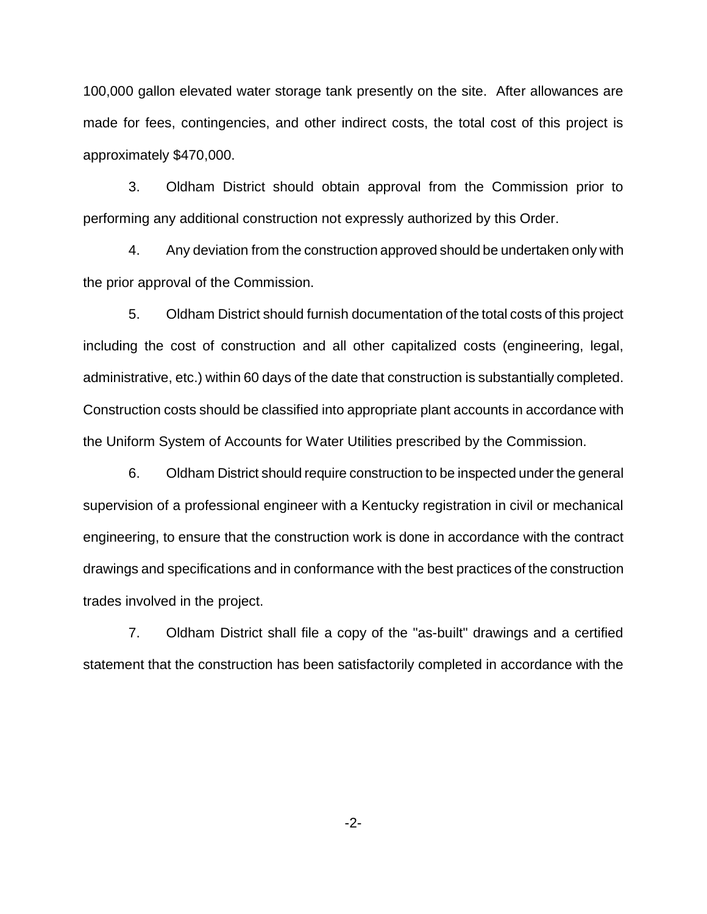100,000 gallon elevated water storage tank presently on the site. After allowances are made for fees, contingencies, and other indirect costs, the total cost of this project is approximately $470,000.

3. Oldham District should obtain approval from the Commission prior to performing any additional construction not expressly authorized by this Order.

4. Any deviation from the construction approved should be undertaken only with the prior approval of the Commission.

5. Oldham District should furnish documentation of the total costs of this project including the cost of construction and all other capitalized costs (engineering, legal, administrative, etc.) within 60 days of the date that construction is substantially completed. Construction costs should be classified into appropriate plant accounts in accordance with the Uniform System of Accounts for Water Utilities prescribed by the Commission.

6. Oldham District should require construction to be inspected under the general supervision of a professional engineer with a Kentucky registration in civil or mechanical engineering, to ensure that the construction work is done in accordance with the contract drawings and specifications and in conformance with the best practices of the construction trades involved in the project.

7. Oldham District shall file a copy of the "as-built" drawings and a certified statement that the construction has been satisfactorily completed in accordance with the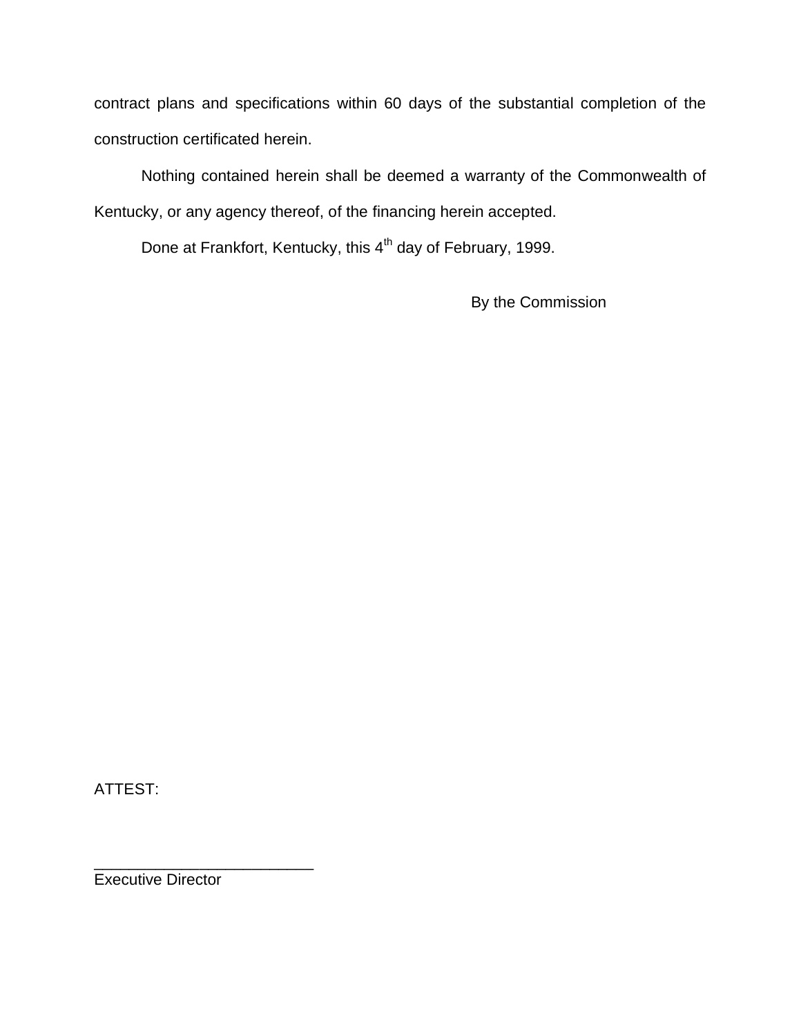contract plans and specifications within 60 days of the substantial completion of the construction certificated herein.

Nothing contained herein shall be deemed a warranty of the Commonwealth of Kentucky, or any agency thereof, of the financing herein accepted.

Done at Frankfort, Kentucky, this 4th day of February, 1999.

By the Commission

ATTEST:

___________________________
Executive Director